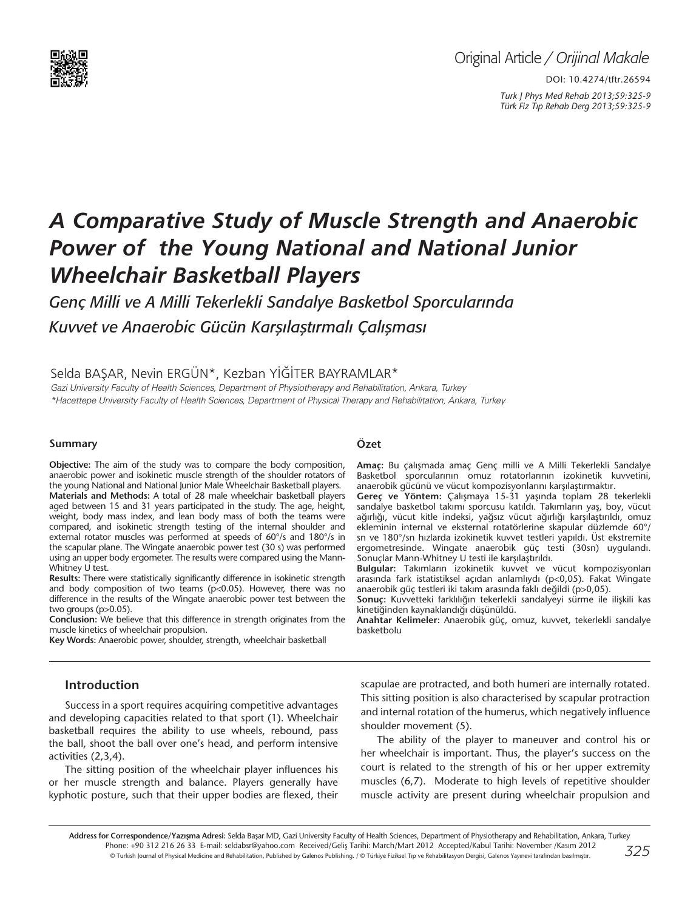Original Article / *Orijinal Makale*

DOI: 10.4274/tftr.26594

# A Comparative Study of Muscle Strength and Anaerobic Power of the Young National and National Junior Wheelchair Basketball Players

## *Genç Milli ve A Milli Tekerlekli Sandalye Basketbol Sporcularında Kuvvet ve Anaerobic Gücün Karşılaştırmalı Çalışması*

Selda BAŞAR, Nevin ERGÜN*, Kezban YİĞİTER BAYRAMLAR*

*Gazi University Faculty of Health Sciences, Department of Physiotherapy and Rehabilitation, Ankara, Turkey*
**Hacettepe University Faculty of Health Sciences, Department of Physical Therapy and Rehabilitation, Ankara, Turkey*

### Summary

**Objective:** The aim of the study was to compare the body composition, anaerobic power and isokinetic muscle strength of the shoulder rotators of the young National and National Junior Male Wheelchair Basketball players.

**Materials and Methods:** A total of 28 male wheelchair basketball players aged between 15 and 31 years participated in the study. The age, height, weight, body mass index, and lean body mass of both the teams were compared, and isokinetic strength testing of the internal shoulder and external rotator muscles was performed at speeds of 60°/s and 180°/s in the scapular plane. The Wingate anaerobic power test (30 s) was performed using an upper body ergometer. The results were compared using the Mann-Whitney U test.

**Results:** There were statistically significantly difference in isokinetic strength and body composition of two teams ($p<0.05$). However, there was no difference in the results of the Wingate anaerobic power test between the two groups ($p>0.05$).

**Conclusion:** We believe that this difference in strength originates from the muscle kinetics of wheelchair propulsion.

**Key Words:** Anaerobic power, shoulder, strength, wheelchair basketball

### Özet

**Amaç:** Bu çalışmada amaç Genç milli ve A Milli Tekerlekli Sandalye Basketbol sporcularının omuz rotatorlarının izokinetik kuvvetini, anaerobik gücünü ve vücut kompozisyonlarını karşılaştırmaktır.

**Gereç ve Yöntem:** Çalışmaya 15-31 yaşında toplam 28 tekerlekli sandalye basketbol takımı sporcusu katıldı. Takımların yaş, boy, vücut ağırlığı, vücut kitle indeksi, yağsız vücut ağırlığı karşılaştırıldı, omuz ekleminin internal ve eksternal rotatörlerine skapular düzlemde 60°/sn ve 180°/sn hızlarda izokinetik kuvvet testleri yapıldı. Üst ekstremite ergometresinde. Wingate anaerobik güç testi (30sn) uygulandı. Sonuçlar Mann-Whitney U testi ile karşılaştırıldı.

**Bulgular:** Takımların izokinetik kuvvet ve vücut kompozisyonları arasında fark istatistiksel açıdan anlamlıydı ($p<0,05$). Fakat Wingate anaerobik güç testleri iki takım arasında faklı değildi ($p>0,05$).

**Sonuç:** Kuvvetteki farklılığın tekerlekli sandalyeyi sürme ile ilişkili kas kinetiğinden kaynaklandığı düşünüldü.

**Anahtar Kelimeler:** Anaerobik güç, omuz, kuvvet, tekerlekli sandalye basketbolu

## Introduction

Success in a sport requires acquiring competitive advantages and developing capacities related to that sport (1). Wheelchair basketball requires the ability to use wheels, rebound, pass the ball, shoot the ball over one's head, and perform intensive activities (2,3,4).

The sitting position of the wheelchair player influences his or her muscle strength and balance. Players generally have kyphotic posture, such that their upper bodies are flexed, their scapulae are protracted, and both humeri are internally rotated. This sitting position is also characterised by scapular protraction and internal rotation of the humerus, which negatively influence shoulder movement (5).

The ability of the player to maneuver and control his or her wheelchair is important. Thus, the player's success on the court is related to the strength of his or her upper extremity muscles (6,7). Moderate to high levels of repetitive shoulder muscle activity are present during wheelchair propulsion and

**Address for Correspondence/Yazışma Adresi:** Selda Başar MD, Gazi University Faculty of Health Sciences, Department of Physiotherapy and Rehabilitation, Ankara, Turkey
Phone: +90 312 216 26 33 E-mail: seldabsr@yahoo.com Received/Geliş Tarihi: March/Mart 2012 Accepted/Kabul Tarihi: November /Kasım 2012
© Turkish Journal of Physical Medicine and Rehabilitation, Published by Galenos Publishing. / © Türkiye Fiziksel Tıp ve Rehabilitasyon Dergisi, Galenos Yayınevi tarafından basılmıştır.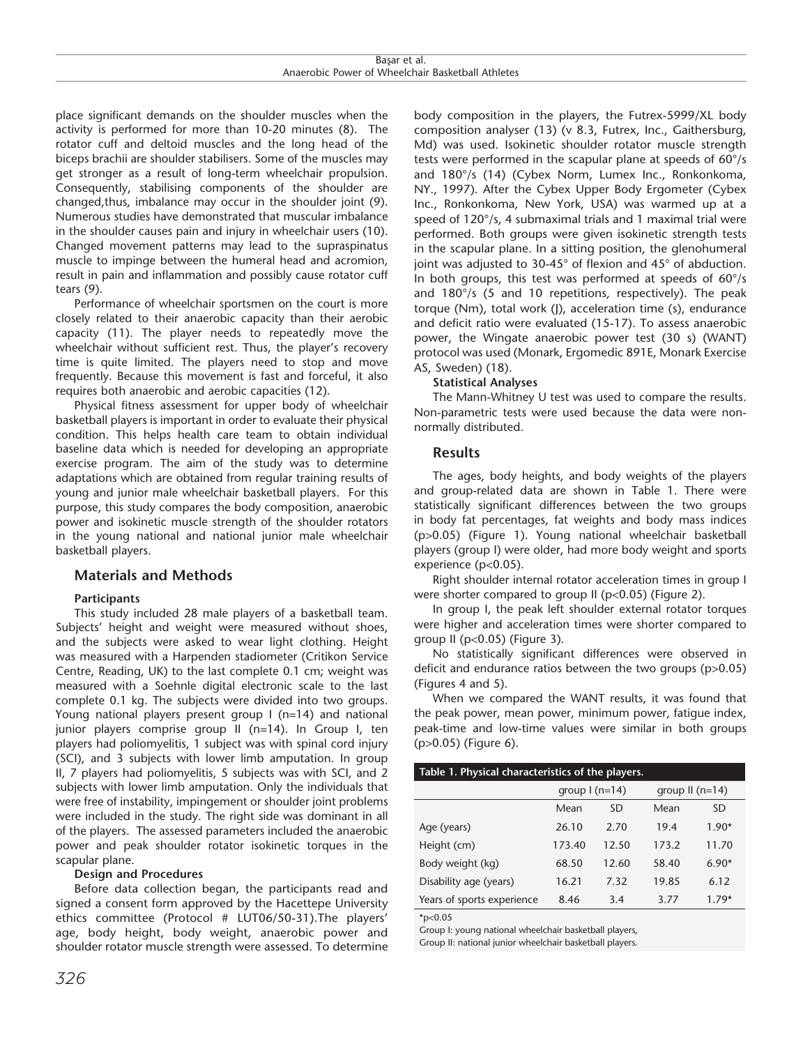place significant demands on the shoulder muscles when the activity is performed for more than 10-20 minutes (8). The rotator cuff and deltoid muscles and the long head of the biceps brachii are shoulder stabilisers. Some of the muscles may get stronger as a result of long-term wheelchair propulsion. Consequently, stabilising components of the shoulder are changed,thus, imbalance may occur in the shoulder joint (9). Numerous studies have demonstrated that muscular imbalance in the shoulder causes pain and injury in wheelchair users (10). Changed movement patterns may lead to the supraspinatus muscle to impinge between the humeral head and acromion, result in pain and inflammation and possibly cause rotator cuff tears (9).

Performance of wheelchair sportsmen on the court is more closely related to their anaerobic capacity than their aerobic capacity (11). The player needs to repeatedly move the wheelchair without sufficient rest. Thus, the player's recovery time is quite limited. The players need to stop and move frequently. Because this movement is fast and forceful, it also requires both anaerobic and aerobic capacities (12).

Physical fitness assessment for upper body of wheelchair basketball players is important in order to evaluate their physical condition. This helps health care team to obtain individual baseline data which is needed for developing an appropriate exercise program. The aim of the study was to determine adaptations which are obtained from regular training results of young and junior male wheelchair basketball players. For this purpose, this study compares the body composition, anaerobic power and isokinetic muscle strength of the shoulder rotators in the young national and national junior male wheelchair basketball players.

## Materials and Methods

**Participants**

This study included 28 male players of a basketball team. Subjects' height and weight were measured without shoes, and the subjects were asked to wear light clothing. Height was measured with a Harpenden stadiometer (Critikon Service Centre, Reading, UK) to the last complete 0.1 cm; weight was measured with a Soehnle digital electronic scale to the last complete 0.1 kg. The subjects were divided into two groups. Young national players present group I (n=14) and national junior players comprise group II (n=14). In Group I, ten players had poliomyelitis, 1 subject was with spinal cord injury (SCI), and 3 subjects with lower limb amputation. In group II, 7 players had poliomyelitis, 5 subjects was with SCI, and 2 subjects with lower limb amputation. Only the individuals that were free of instability, impingement or shoulder joint problems were included in the study. The right side was dominant in all of the players. The assessed parameters included the anaerobic power and peak shoulder rotator isokinetic torques in the scapular plane.

**Design and Procedures**

Before data collection began, the participants read and signed a consent form approved by the Hacettepe University ethics committee (Protocol # LUT06/50-31).The players' age, body height, body weight, anaerobic power and shoulder rotator muscle strength were assessed. To determine body composition in the players, the Futrex-5999/XL body composition analyser (13) (v 8.3, Futrex, Inc., Gaithersburg, Md) was used. Isokinetic shoulder rotator muscle strength tests were performed in the scapular plane at speeds of 60°/s and 180°/s (14) (Cybex Norm, Lumex Inc., Ronkonkoma, NY., 1997). After the Cybex Upper Body Ergometer (Cybex Inc., Ronkonkoma, New York, USA) was warmed up at a speed of 120°/s, 4 submaximal trials and 1 maximal trial were performed. Both groups were given isokinetic strength tests in the scapular plane. In a sitting position, the glenohumeral joint was adjusted to 30-45° of flexion and 45° of abduction. In both groups, this test was performed at speeds of 60°/s and 180°/s (5 and 10 repetitions, respectively). The peak torque (Nm), total work (J), acceleration time (s), endurance and deficit ratio were evaluated (15-17). To assess anaerobic power, the Wingate anaerobic power test (30 s) (WANT) protocol was used (Monark, Ergomedic 891E, Monark Exercise AS, Sweden) (18).

**Statistical Analyses**

The Mann-Whitney U test was used to compare the results. Non-parametric tests were used because the data were non-normally distributed.

## Results

The ages, body heights, and body weights of the players and group-related data are shown in Table 1. There were statistically significant differences between the two groups in body fat percentages, fat weights and body mass indices ($p>0.05$) (Figure 1). Young national wheelchair basketball players (group I) were older, had more body weight and sports experience ($p<0.05$).

Right shoulder internal rotator acceleration times in group I were shorter compared to group II ($p<0.05$) (Figure 2).

In group I, the peak left shoulder external rotator torques were higher and acceleration times were shorter compared to group II ($p<0.05$) (Figure 3).

No statistically significant differences were observed in deficit and endurance ratios between the two groups ($p>0.05$) (Figures 4 and 5).

When we compared the WANT results, it was found that the peak power, mean power, minimum power, fatigue index, peak-time and low-time values were similar in both groups ($p>0.05$) (Figure 6).

**Table 1. Physical characteristics of the players.**

| | group I (n=14) | | group II (n=14) | |
|---|---|---|---|---|
| | Mean | SD | Mean | SD |
| Age (years) | 26.10 | 2.70 | 19.4 | 1.90* |
| Height (cm) | 173.40 | 12.50 | 173.2 | 11.70 |
| Body weight (kg) | 68.50 | 12.60 | 58.40 | 6.90* |
| Disability age (years) | 16.21 | 7.32 | 19.85 | 6.12 |
| Years of sports experience | 8.46 | 3.4 | 3.77 | 1.79* |

*p<0.05

Group I: young national wheelchair basketball players,
Group II: national junior wheelchair basketball players.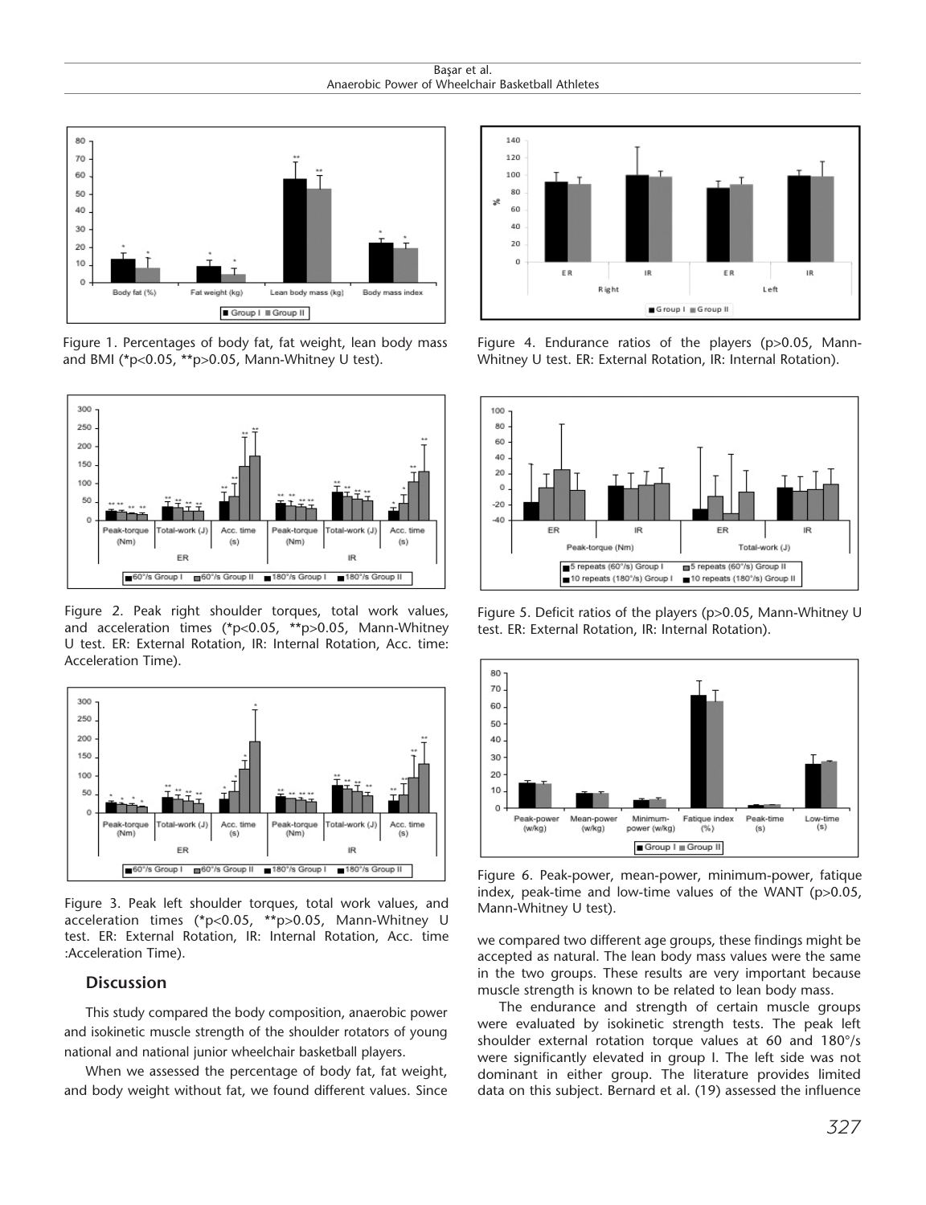Figure 1. Percentages of body fat, fat weight, lean body mass and BMI (*p<0.05, **p>0.05, Mann-Whitney U test).

Figure 2. Peak right shoulder torques, total work values, and acceleration times (*p<0.05, **p>0.05, Mann-Whitney U test. ER: External Rotation, IR: Internal Rotation, Acc. time: Acceleration Time).

Figure 3. Peak left shoulder torques, total work values, and acceleration times (*p<0.05, **p>0.05, Mann-Whitney U test. ER: External Rotation, IR: Internal Rotation, Acc. time :Acceleration Time).

Figure 4. Endurance ratios of the players (p>0.05, Mann-Whitney U test. ER: External Rotation, IR: Internal Rotation).

Figure 5. Deficit ratios of the players (p>0.05, Mann-Whitney U test. ER: External Rotation, IR: Internal Rotation).

Figure 6. Peak-power, mean-power, minimum-power, fatique index, peak-time and low-time values of the WANT (p>0.05, Mann-Whitney U test).

## Discussion

This study compared the body composition, anaerobic power and isokinetic muscle strength of the shoulder rotators of young national and national junior wheelchair basketball players.

When we assessed the percentage of body fat, fat weight, and body weight without fat, we found different values. Since we compared two different age groups, these findings might be accepted as natural. The lean body mass values were the same in the two groups. These results are very important because muscle strength is known to be related to lean body mass.

The endurance and strength of certain muscle groups were evaluated by isokinetic strength tests. The peak left shoulder external rotation torque values at 60 and 180°/s were significantly elevated in group I. The left side was not dominant in either group. The literature provides limited data on this subject. Bernard et al. (19) assessed the influence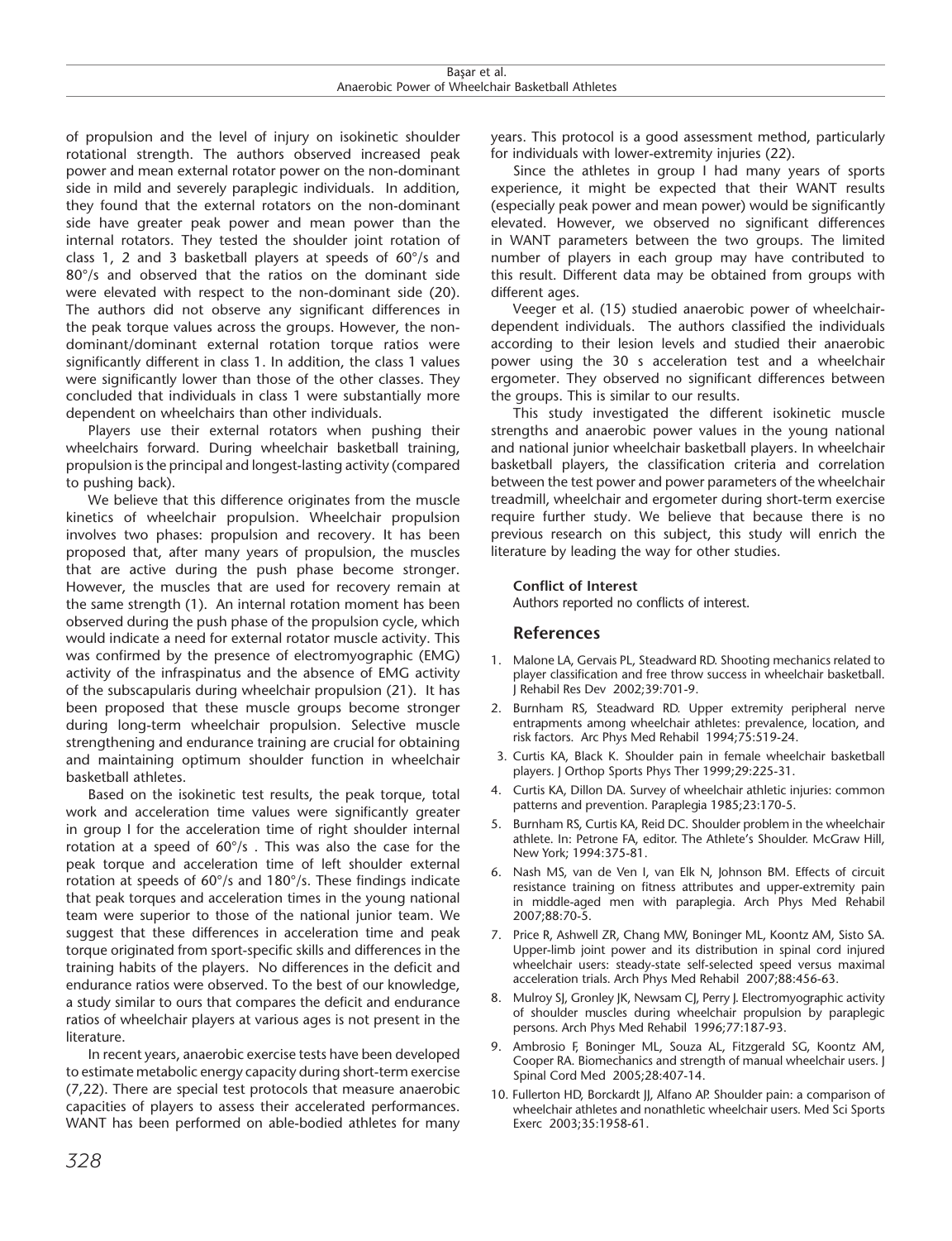of propulsion and the level of injury on isokinetic shoulder rotational strength. The authors observed increased peak power and mean external rotator power on the non-dominant side in mild and severely paraplegic individuals. In addition, they found that the external rotators on the non-dominant side have greater peak power and mean power than the internal rotators. They tested the shoulder joint rotation of class 1, 2 and 3 basketball players at speeds of 60°/s and 80°/s and observed that the ratios on the dominant side were elevated with respect to the non-dominant side (20). The authors did not observe any significant differences in the peak torque values across the groups. However, the non-dominant/dominant external rotation torque ratios were significantly different in class 1. In addition, the class 1 values were significantly lower than those of the other classes. They concluded that individuals in class 1 were substantially more dependent on wheelchairs than other individuals.

Players use their external rotators when pushing their wheelchairs forward. During wheelchair basketball training, propulsion is the principal and longest-lasting activity (compared to pushing back).

We believe that this difference originates from the muscle kinetics of wheelchair propulsion. Wheelchair propulsion involves two phases: propulsion and recovery. It has been proposed that, after many years of propulsion, the muscles that are active during the push phase become stronger. However, the muscles that are used for recovery remain at the same strength (1). An internal rotation moment has been observed during the push phase of the propulsion cycle, which would indicate a need for external rotator muscle activity. This was confirmed by the presence of electromyographic (EMG) activity of the infraspinatus and the absence of EMG activity of the subscapularis during wheelchair propulsion (21). It has been proposed that these muscle groups become stronger during long-term wheelchair propulsion. Selective muscle strengthening and endurance training are crucial for obtaining and maintaining optimum shoulder function in wheelchair basketball athletes.

Based on the isokinetic test results, the peak torque, total work and acceleration time values were significantly greater in group I for the acceleration time of right shoulder internal rotation at a speed of 60°/s . This was also the case for the peak torque and acceleration time of left shoulder external rotation at speeds of 60°/s and 180°/s. These findings indicate that peak torques and acceleration times in the young national team were superior to those of the national junior team. We suggest that these differences in acceleration time and peak torque originated from sport-specific skills and differences in the training habits of the players. No differences in the deficit and endurance ratios were observed. To the best of our knowledge, a study similar to ours that compares the deficit and endurance ratios of wheelchair players at various ages is not present in the literature.

In recent years, anaerobic exercise tests have been developed to estimate metabolic energy capacity during short-term exercise (7,22). There are special test protocols that measure anaerobic capacities of players to assess their accelerated performances. WANT has been performed on able-bodied athletes for many years. This protocol is a good assessment method, particularly for individuals with lower-extremity injuries (22).

Since the athletes in group I had many years of sports experience, it might be expected that their WANT results (especially peak power and mean power) would be significantly elevated. However, we observed no significant differences in WANT parameters between the two groups. The limited number of players in each group may have contributed to this result. Different data may be obtained from groups with different ages.

Veeger et al. (15) studied anaerobic power of wheelchair-dependent individuals. The authors classified the individuals according to their lesion levels and studied their anaerobic power using the 30 s acceleration test and a wheelchair ergometer. They observed no significant differences between the groups. This is similar to our results.

This study investigated the different isokinetic muscle strengths and anaerobic power values in the young national and national junior wheelchair basketball players. In wheelchair basketball players, the classification criteria and correlation between the test power and power parameters of the wheelchair treadmill, wheelchair and ergometer during short-term exercise require further study. We believe that because there is no previous research on this subject, this study will enrich the literature by leading the way for other studies.

**Conflict of Interest**

Authors reported no conflicts of interest.

## References

1. Malone LA, Gervais PL, Steadward RD. Shooting mechanics related to player classification and free throw success in wheelchair basketball. J Rehabil Res Dev 2002;39:701-9.
2. Burnham RS, Steadward RD. Upper extremity peripheral nerve entrapments among wheelchair athletes: prevalence, location, and risk factors. Arc Phys Med Rehabil 1994;75:519-24.
3. Curtis KA, Black K. Shoulder pain in female wheelchair basketball players. J Orthop Sports Phys Ther 1999;29:225-31.
4. Curtis KA, Dillon DA. Survey of wheelchair athletic injuries: common patterns and prevention. Paraplegia 1985;23:170-5.
5. Burnham RS, Curtis KA, Reid DC. Shoulder problem in the wheelchair athlete. In: Petrone FA, editor. The Athlete's Shoulder. McGraw Hill, New York; 1994:375-81.
6. Nash MS, van de Ven I, van Elk N, Johnson BM. Effects of circuit resistance training on fitness attributes and upper-extremity pain in middle-aged men with paraplegia. Arch Phys Med Rehabil 2007;88:70-5.
7. Price R, Ashwell ZR, Chang MW, Boninger ML, Koontz AM, Sisto SA. Upper-limb joint power and its distribution in spinal cord injured wheelchair users: steady-state self-selected speed versus maximal acceleration trials. Arch Phys Med Rehabil 2007;88:456-63.
8. Mulroy SJ, Gronley JK, Newsam CJ, Perry J. Electromyographic activity of shoulder muscles during wheelchair propulsion by paraplegic persons. Arch Phys Med Rehabil 1996;77:187-93.
9. Ambrosio F, Boninger ML, Souza AL, Fitzgerald SG, Koontz AM, Cooper RA. Biomechanics and strength of manual wheelchair users. J Spinal Cord Med 2005;28:407-14.
10. Fullerton HD, Borckardt JJ, Alfano AP. Shoulder pain: a comparison of wheelchair athletes and nonathletic wheelchair users. Med Sci Sports Exerc 2003;35:1958-61.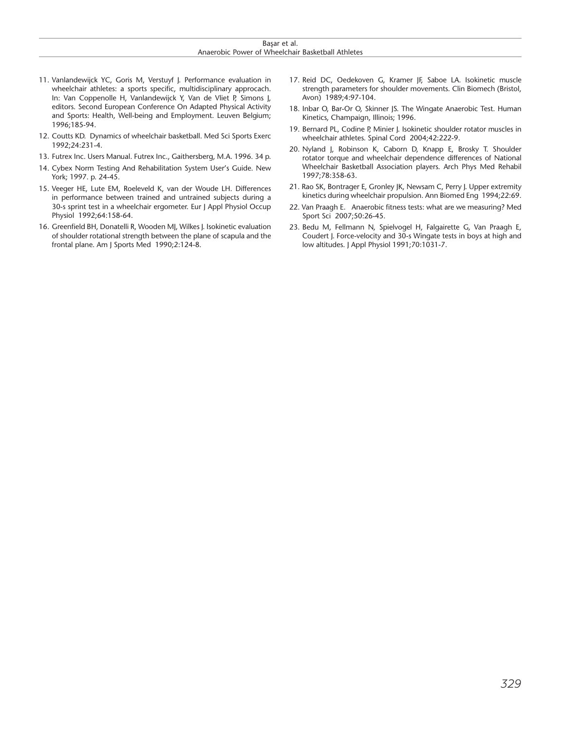11. Vanlandewijck YC, Goris M, Verstuyf J. Performance evaluation in wheelchair athletes: a sports specific, multidisciplinary approcach. In: Van Coppenolle H, Vanlandewijck Y, Van de Vliet P, Simons J, editors. Second European Conference On Adapted Physical Activity and Sports: Health, Well-being and Employment. Leuven Belgium; 1996;185-94.
12. Coutts KD. Dynamics of wheelchair basketball. Med Sci Sports Exerc 1992;24:231-4.
13. Futrex Inc. Users Manual. Futrex Inc., Gaithersberg, M.A. 1996. 34 p.
14. Cybex Norm Testing And Rehabilitation System User's Guide. New York; 1997. p. 24-45.
15. Veeger HE, Lute EM, Roeleveld K, van der Woude LH. Differences in performance between trained and untrained subjects during a 30-s sprint test in a wheelchair ergometer. Eur J Appl Physiol Occup Physiol 1992;64:158-64.
16. Greenfield BH, Donatelli R, Wooden MJ, Wilkes J. Isokinetic evaluation of shoulder rotational strength between the plane of scapula and the frontal plane. Am J Sports Med 1990;2:124-8.
17. Reid DC, Oedekoven G, Kramer JF, Saboe LA. Isokinetic muscle strength parameters for shoulder movements. Clin Biomech (Bristol, Avon) 1989;4:97-104.
18. Inbar O, Bar-Or O, Skinner JS. The Wingate Anaerobic Test. Human Kinetics, Champaign, Illinois; 1996.
19. Bernard PL, Codine P, Minier J. Isokinetic shoulder rotator muscles in wheelchair athletes. Spinal Cord 2004;42:222-9.
20. Nyland J, Robinson K, Caborn D, Knapp E, Brosky T. Shoulder rotator torque and wheelchair dependence differences of National Wheelchair Basketball Association players. Arch Phys Med Rehabil 1997;78:358-63.
21. Rao SK, Bontrager E, Gronley JK, Newsam C, Perry J. Upper extremity kinetics during wheelchair propulsion. Ann Biomed Eng 1994;22:69.
22. Van Praagh E. Anaerobic fitness tests: what are we measuring? Med Sport Sci 2007;50:26-45.
23. Bedu M, Fellmann N, Spielvogel H, Falgairette G, Van Praagh E, Coudert J. Force-velocity and 30-s Wingate tests in boys at high and low altitudes. J Appl Physiol 1991;70:1031-7.